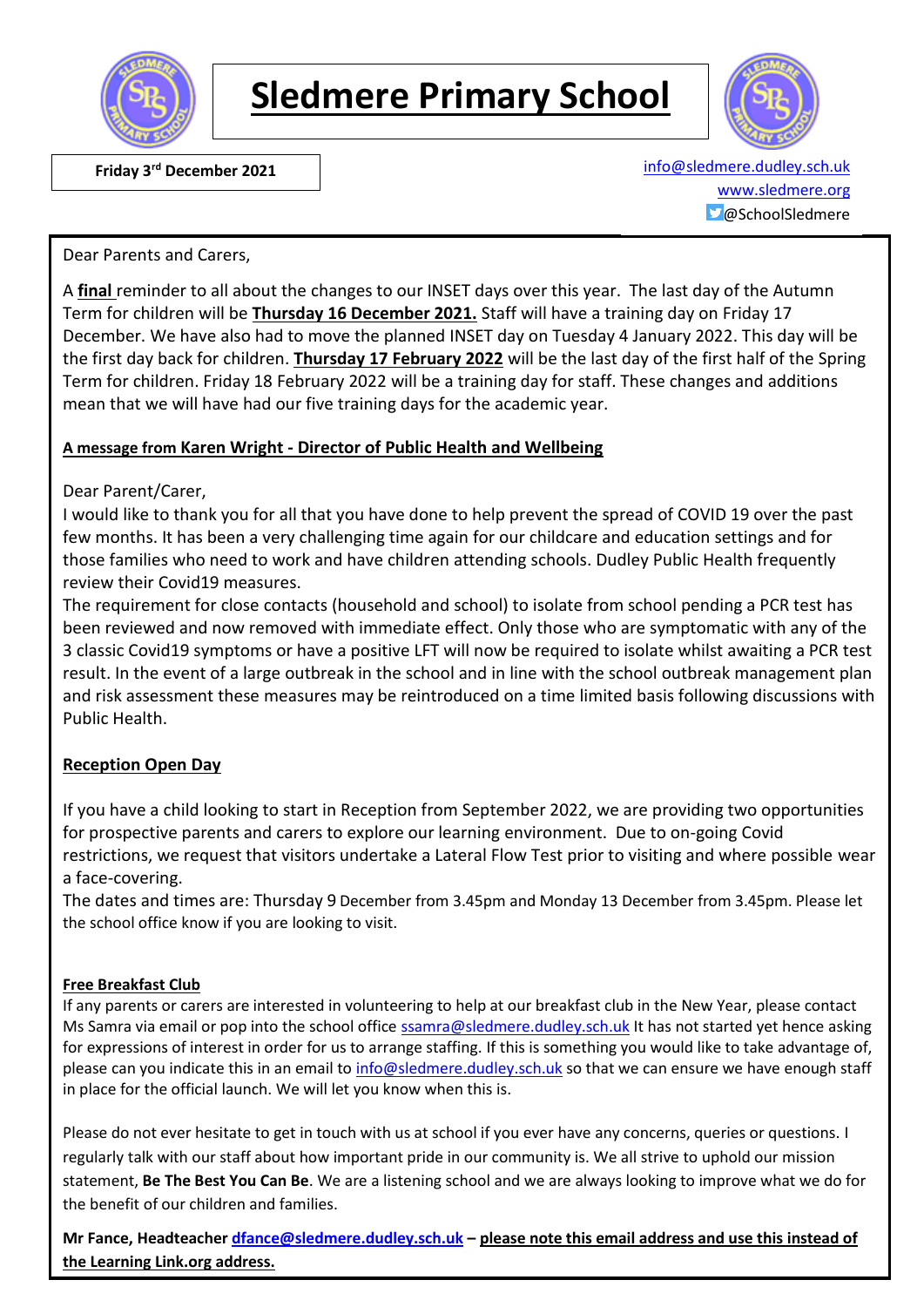# Sledmere Primary School

**Friday 3rd December 2021**

info@sledmere.dudley.sch.uk
www.sledmere.org
@SchoolSledmere

Dear Parents and Carers,

A **final** reminder to all about the changes to our INSET days over this year. The last day of the Autumn Term for children will be **Thursday 16 December 2021.** Staff will have a training day on Friday 17 December. We have also had to move the planned INSET day on Tuesday 4 January 2022. This day will be the first day back for children. **Thursday 17 February 2022** will be the last day of the first half of the Spring Term for children. Friday 18 February 2022 will be a training day for staff. These changes and additions mean that we will have had our five training days for the academic year.

**A message from Karen Wright - Director of Public Health and Wellbeing**

Dear Parent/Carer,
I would like to thank you for all that you have done to help prevent the spread of COVID 19 over the past few months. It has been a very challenging time again for our childcare and education settings and for those families who need to work and have children attending schools. Dudley Public Health frequently review their Covid19 measures.
The requirement for close contacts (household and school) to isolate from school pending a PCR test has been reviewed and now removed with immediate effect. Only those who are symptomatic with any of the 3 classic Covid19 symptoms or have a positive LFT will now be required to isolate whilst awaiting a PCR test result. In the event of a large outbreak in the school and in line with the school outbreak management plan and risk assessment these measures may be reintroduced on a time limited basis following discussions with Public Health.

**Reception Open Day**

If you have a child looking to start in Reception from September 2022, we are providing two opportunities for prospective parents and carers to explore our learning environment. Due to on-going Covid restrictions, we request that visitors undertake a Lateral Flow Test prior to visiting and where possible wear a face-covering.
The dates and times are: Thursday 9 December from 3.45pm and Monday 13 December from 3.45pm. Please let the school office know if you are looking to visit.

**Free Breakfast Club**

If any parents or carers are interested in volunteering to help at our breakfast club in the New Year, please contact Ms Samra via email or pop into the school office ssamra@sledmere.dudley.sch.uk It has not started yet hence asking for expressions of interest in order for us to arrange staffing. If this is something you would like to take advantage of, please can you indicate this in an email to info@sledmere.dudley.sch.uk so that we can ensure we have enough staff in place for the official launch. We will let you know when this is.

Please do not ever hesitate to get in touch with us at school if you ever have any concerns, queries or questions. I regularly talk with our staff about how important pride in our community is. We all strive to uphold our mission statement, **Be The Best You Can Be**. We are a listening school and we are always looking to improve what we do for the benefit of our children and families.

**Mr Fance, Headteacher dfance@sledmere.dudley.sch.uk – please note this email address and use this instead of the Learning Link.org address.**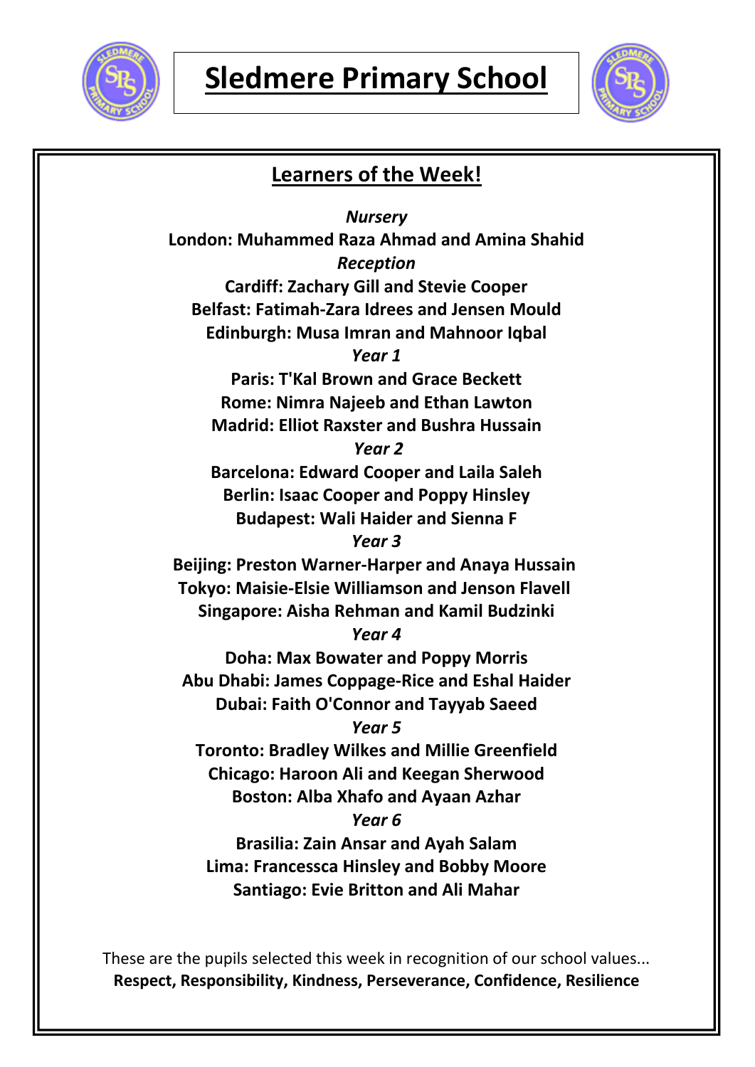# Sledmere Primary School

## Learners of the Week!

*Nursery*

**London: Muhammed Raza Ahmad and Amina Shahid**

*Reception*

**Cardiff: Zachary Gill and Stevie Cooper**

**Belfast: Fatimah-Zara Idrees and Jensen Mould**

**Edinburgh: Musa Imran and Mahnoor Iqbal**

*Year 1*

**Paris: T'Kal Brown and Grace Beckett**

**Rome: Nimra Najeeb and Ethan Lawton**

**Madrid: Elliot Raxster and Bushra Hussain**

*Year 2*

**Barcelona: Edward Cooper and Laila Saleh**

**Berlin: Isaac Cooper and Poppy Hinsley**

**Budapest: Wali Haider and Sienna F**

*Year 3*

**Beijing: Preston Warner-Harper and Anaya Hussain**

**Tokyo: Maisie-Elsie Williamson and Jenson Flavell**

**Singapore: Aisha Rehman and Kamil Budzinki**

*Year 4*

**Doha: Max Bowater and Poppy Morris**

**Abu Dhabi: James Coppage-Rice and Eshal Haider**

**Dubai: Faith O'Connor and Tayyab Saeed**

*Year 5*

**Toronto: Bradley Wilkes and Millie Greenfield**

**Chicago: Haroon Ali and Keegan Sherwood**

**Boston: Alba Xhafo and Ayaan Azhar**

*Year 6*

**Brasilia: Zain Ansar and Ayah Salam**

**Lima: Francessca Hinsley and Bobby Moore**

**Santiago: Evie Britton and Ali Mahar**

These are the pupils selected this week in recognition of our school values...

**Respect, Responsibility, Kindness, Perseverance, Confidence, Resilience**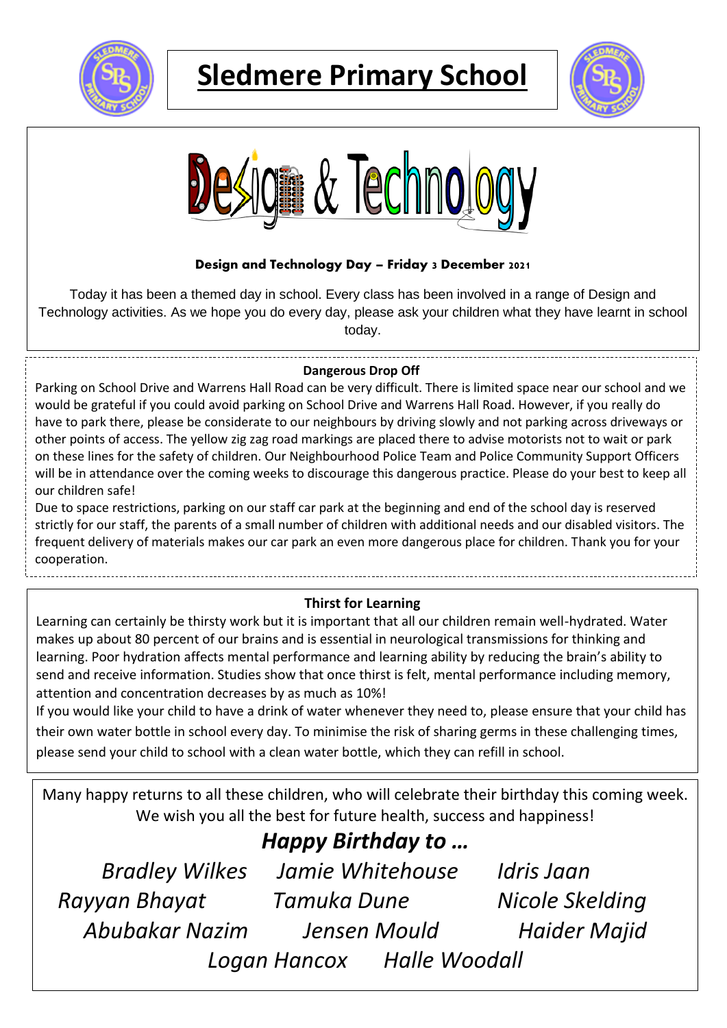# Sledmere Primary School

## Design & Technology

**Design and Technology Day – Friday 3 December 2021**

Today it has been a themed day in school. Every class has been involved in a range of Design and Technology activities. As we hope you do every day, please ask your children what they have learnt in school today.

**Dangerous Drop Off**

Parking on School Drive and Warrens Hall Road can be very difficult. There is limited space near our school and we would be grateful if you could avoid parking on School Drive and Warrens Hall Road. However, if you really do have to park there, please be considerate to our neighbours by driving slowly and not parking across driveways or other points of access. The yellow zig zag road markings are placed there to advise motorists not to wait or park on these lines for the safety of children. Our Neighbourhood Police Team and Police Community Support Officers will be in attendance over the coming weeks to discourage this dangerous practice. Please do your best to keep all our children safe!

Due to space restrictions, parking on our staff car park at the beginning and end of the school day is reserved strictly for our staff, the parents of a small number of children with additional needs and our disabled visitors. The frequent delivery of materials makes our car park an even more dangerous place for children. Thank you for your cooperation.

**Thirst for Learning**

Learning can certainly be thirsty work but it is important that all our children remain well-hydrated. Water makes up about 80 percent of our brains and is essential in neurological transmissions for thinking and learning. Poor hydration affects mental performance and learning ability by reducing the brain's ability to send and receive information. Studies show that once thirst is felt, mental performance including memory, attention and concentration decreases by as much as 10%!

If you would like your child to have a drink of water whenever they need to, please ensure that your child has their own water bottle in school every day. To minimise the risk of sharing germs in these challenging times, please send your child to school with a clean water bottle, which they can refill in school.

Many happy returns to all these children, who will celebrate their birthday this coming week. We wish you all the best for future health, success and happiness!

***Happy Birthday to …***

*Bradley Wilkes* *Jamie Whitehouse* *Idris Jaan*
*Rayyan Bhayat* *Tamuka Dune* *Nicole Skelding*
*Abubakar Nazim* *Jensen Mould* *Haider Majid*
*Logan Hancox* *Halle Woodall*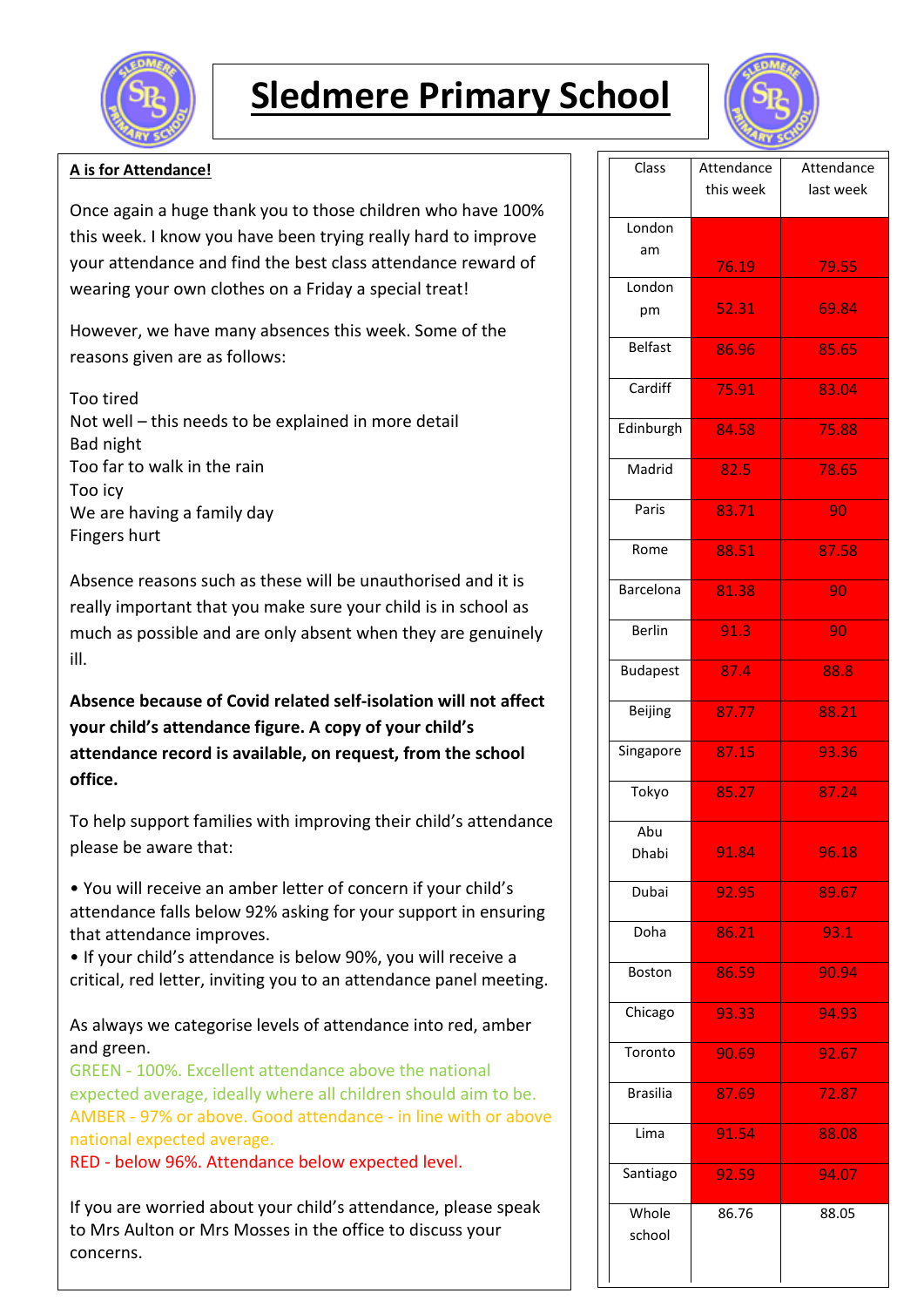# Sledmere Primary School

**A is for Attendance!**

Once again a huge thank you to those children who have 100% this week. I know you have been trying really hard to improve your attendance and find the best class attendance reward of wearing your own clothes on a Friday a special treat!

However, we have many absences this week. Some of the reasons given are as follows:

Too tired
Not well – this needs to be explained in more detail
Bad night
Too far to walk in the rain
Too icy
We are having a family day
Fingers hurt

Absence reasons such as these will be unauthorised and it is really important that you make sure your child is in school as much as possible and are only absent when they are genuinely ill.

**Absence because of Covid related self-isolation will not affect your child's attendance figure. A copy of your child's attendance record is available, on request, from the school office.**

To help support families with improving their child's attendance please be aware that:

• You will receive an amber letter of concern if your child's attendance falls below 92% asking for your support in ensuring that attendance improves.
• If your child's attendance is below 90%, you will receive a critical, red letter, inviting you to an attendance panel meeting.

As always we categorise levels of attendance into red, amber and green.
GREEN - 100%. Excellent attendance above the national expected average, ideally where all children should aim to be.
AMBER - 97% or above. Good attendance - in line with or above national expected average.
RED - below 96%. Attendance below expected level.

If you are worried about your child's attendance, please speak to Mrs Aulton or Mrs Mosses in the office to discuss your concerns.

| Class | Attendance this week | Attendance last week |
|---|---|---|
| London am | 76.19 | 79.55 |
| London pm | 52.31 | 69.84 |
| Belfast | 86.96 | 85.65 |
| Cardiff | 75.91 | 83.04 |
| Edinburgh | 84.58 | 75.88 |
| Madrid | 82.5 | 78.65 |
| Paris | 83.71 | 90 |
| Rome | 88.51 | 87.58 |
| Barcelona | 81.38 | 90 |
| Berlin | 91.3 | 90 |
| Budapest | 87.4 | 88.8 |
| Beijing | 87.77 | 88.21 |
| Singapore | 87.15 | 93.36 |
| Tokyo | 85.27 | 87.24 |
| Abu Dhabi | 91.84 | 96.18 |
| Dubai | 92.95 | 89.67 |
| Doha | 86.21 | 93.1 |
| Boston | 86.59 | 90.94 |
| Chicago | 93.33 | 94.93 |
| Toronto | 90.69 | 92.67 |
| Brasilia | 87.69 | 72.87 |
| Lima | 91.54 | 88.08 |
| Santiago | 92.59 | 94.07 |
| Whole school | 86.76 | 88.05 |